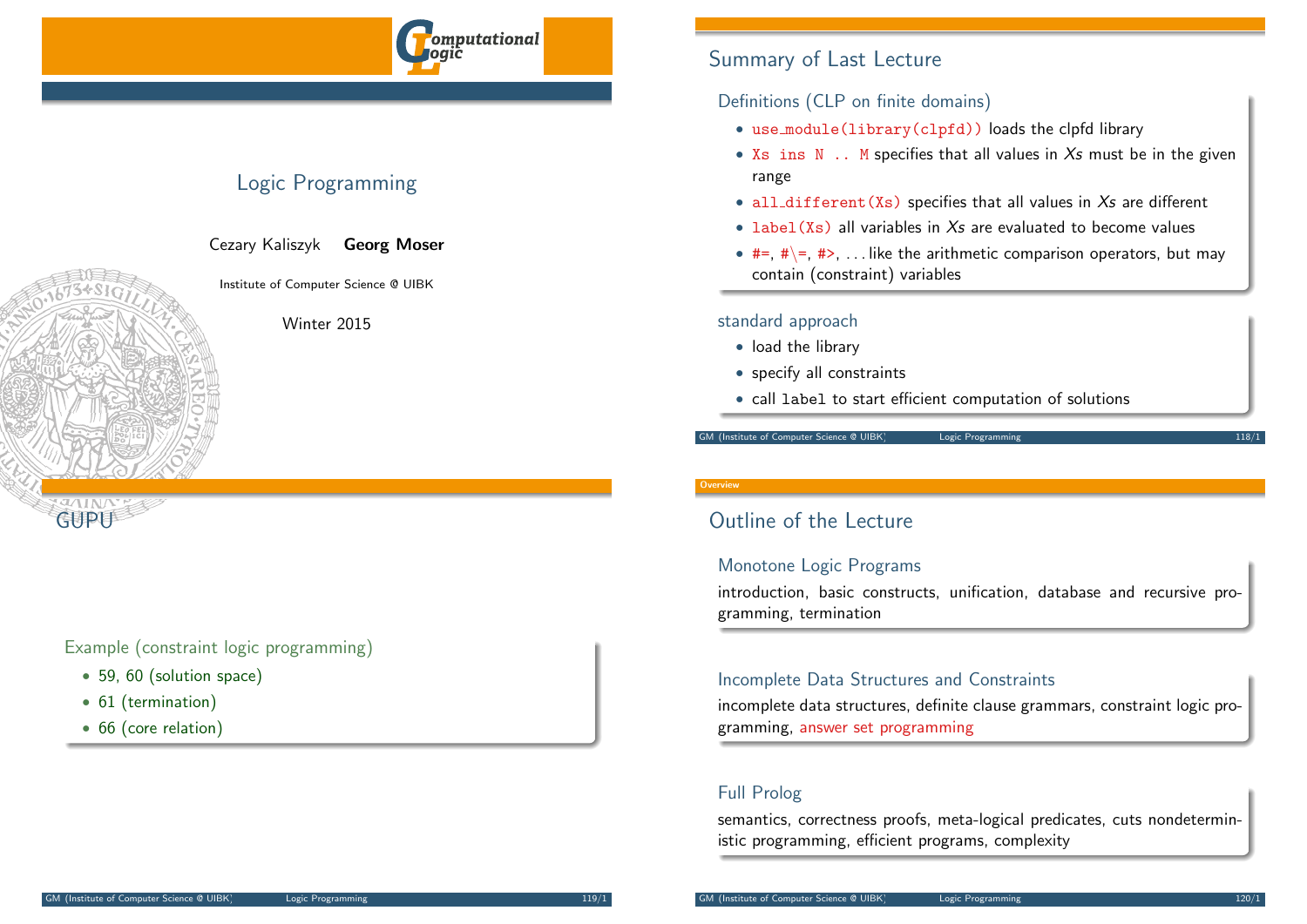# Logic Programming

Cezary Kaliszyk **Georg Moser**

Institute of Computer Science @ UIBK

Winter 2015

## Summary of Last Lecture

### Definitions (CLP on finite domains)

- `use_module(library(clpfd))` loads the clpfd library
- `Xs ins N .. M` specifies that all values in *Xs* must be in the given range
- `all_different(Xs)` specifies that all values in *Xs* are different
- `label(Xs)` all variables in *Xs* are evaluated to become values
- `#=`, `#\=`, `#>`, ... like the arithmetic comparison operators, but may contain (constraint) variables

### standard approach

- load the library
- specify all constraints
- call `label` to start efficient computation of solutions

## GUPU

### Example (constraint logic programming)

- 59, 60 (solution space)
- 61 (termination)
- 66 (core relation)

## Outline of the Lecture

### Monotone Logic Programs

introduction, basic constructs, unification, database and recursive programming, termination

### Incomplete Data Structures and Constraints

incomplete data structures, definite clause grammars, constraint logic programming, answer set programming

### Full Prolog

semantics, correctness proofs, meta-logical predicates, cuts nondeterministic programming, efficient programs, complexity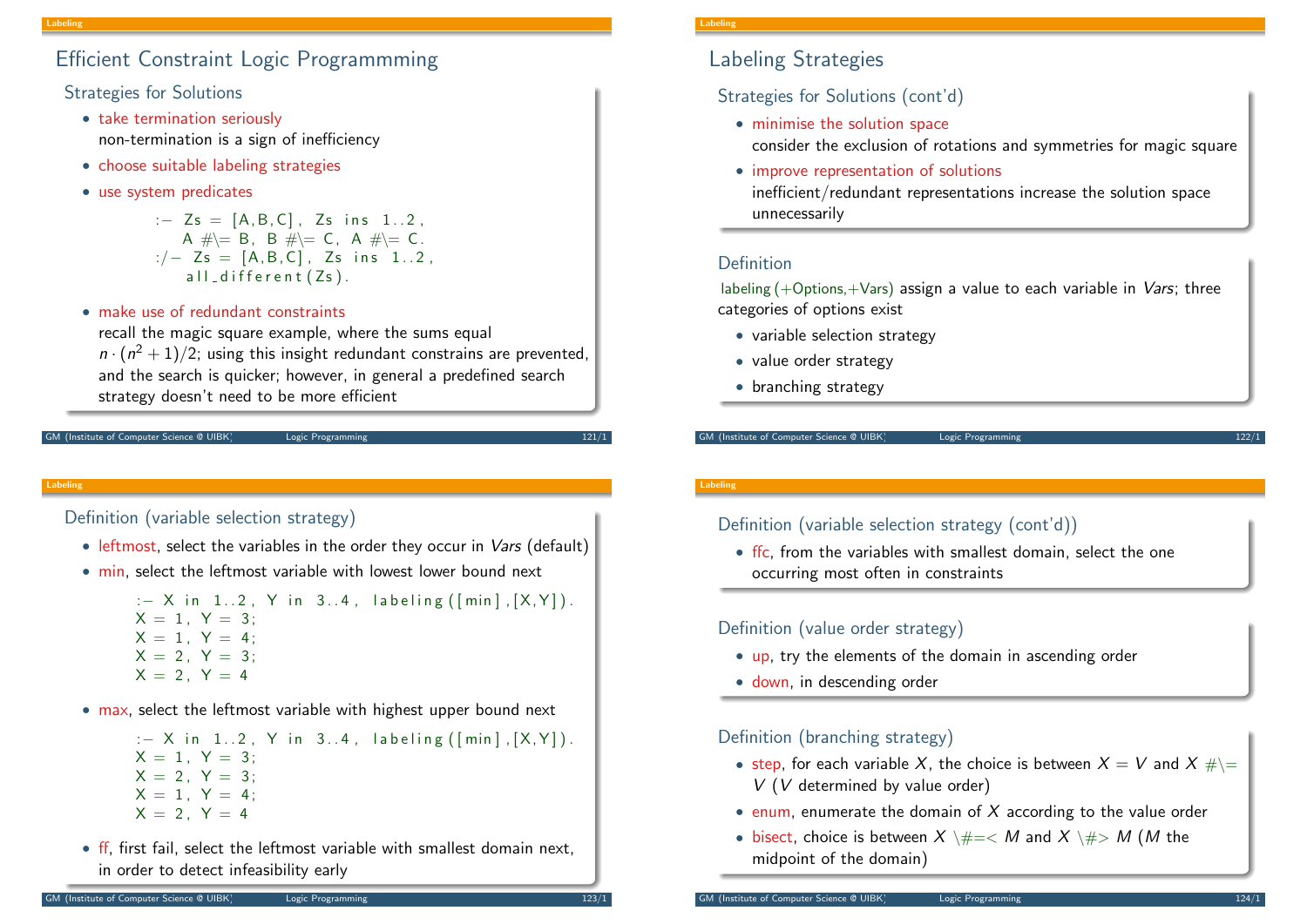## Efficient Constraint Logic Programmming

### Strategies for Solutions

- take termination seriously
  non-termination is a sign of inefficiency
- choose suitable labeling strategies
- use system predicates

```
:- Zs = [A,B,C], Zs ins 1..2,
   A #\= B, B #\= C, A #\= C.
:/- Zs = [A,B,C], Zs ins 1..2,
   all_different(Zs).
```

- make use of redundant constraints
  recall the magic square example, where the sums equal $n \cdot (n^2 + 1)/2$; using this insight redundant constrains are prevented, and the search is quicker; however, in general a predefined search strategy doesn't need to be more efficient

## Labeling Strategies

### Strategies for Solutions (cont'd)

- minimise the solution space
  consider the exclusion of rotations and symmetries for magic square
- improve representation of solutions
  inefficient/redundant representations increase the solution space unnecessarily

### Definition

labeling(+Options,+Vars) assign a value to each variable in *Vars*; three categories of options exist

- variable selection strategy
- value order strategy
- branching strategy

### Definition (variable selection strategy)

- leftmost, select the variables in the order they occur in *Vars* (default)
- min, select the leftmost variable with lowest lower bound next

```
:- X in 1..2, Y in 3..4, labeling([min],[X,Y]).
X = 1, Y = 3;
X = 1, Y = 4;
X = 2, Y = 3;
X = 2, Y = 4
```

- max, select the leftmost variable with highest upper bound next

```
:- X in 1..2, Y in 3..4, labeling([min],[X,Y]).
X = 1, Y = 3;
X = 2, Y = 3;
X = 1, Y = 4;
X = 2, Y = 4
```

- ff, first fail, select the leftmost variable with smallest domain next, in order to detect infeasibility early

### Definition (variable selection strategy (cont'd))

- ffc, from the variables with smallest domain, select the one occurring most often in constraints

### Definition (value order strategy)

- up, try the elements of the domain in ascending order
- down, in descending order

### Definition (branching strategy)

- step, for each variable $X$, the choice is between $X = V$ and $X$ #\= $V$ ($V$ determined by value order)
- enum, enumerate the domain of $X$ according to the value order
- bisect, choice is between $X$ \#=< $M$ and $X$ \#> $M$ ($M$ the midpoint of the domain)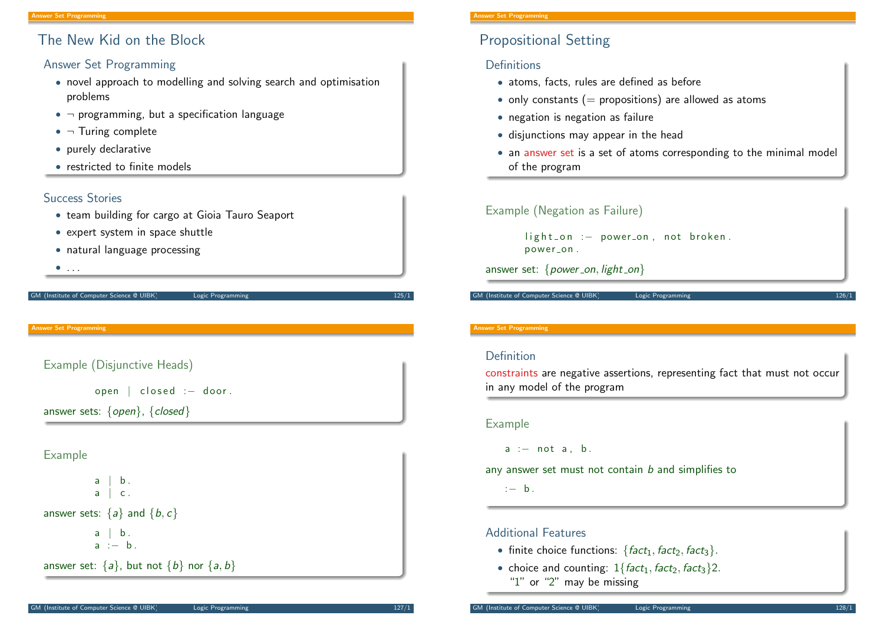## The New Kid on the Block

### Answer Set Programming

- novel approach to modelling and solving search and optimisation problems
- ¬ programming, but a specification language
- ¬ Turing complete
- purely declarative
- restricted to finite models

### Success Stories

- team building for cargo at Gioia Tauro Seaport
- expert system in space shuttle
- natural language processing
- ...

## Propositional Setting

### Definitions

- atoms, facts, rules are defined as before
- only constants (= propositions) are allowed as atoms
- negation is negation as failure
- disjunctions may appear in the head
- an answer set is a set of atoms corresponding to the minimal model of the program

### Example (Negation as Failure)

```
light_on :- power_on, not broken.
power_on.
```

answer set: $\{power\_on, light\_on\}$

### Example (Disjunctive Heads)

```
open | closed :- door.
```

answer sets: $\{open\}$, $\{closed\}$

### Example

```
a | b.
a | c.
```

answer sets: $\{a\}$ and $\{b, c\}$

```
a | b.
a :- b.
```

answer set: $\{a\}$, but not $\{b\}$ nor $\{a, b\}$

### Definition

constraints are negative assertions, representing fact that must not occur in any model of the program

### Example

```
a :- not a, b.
```

any answer set must not contain $b$ and simplifies to

```
:- b.
```

### Additional Features

- finite choice functions: $\{fact_1, fact_2, fact_3\}$.
- choice and counting: $1\{fact_1, fact_2, fact_3\}2$.
  "1" or "2" may be missing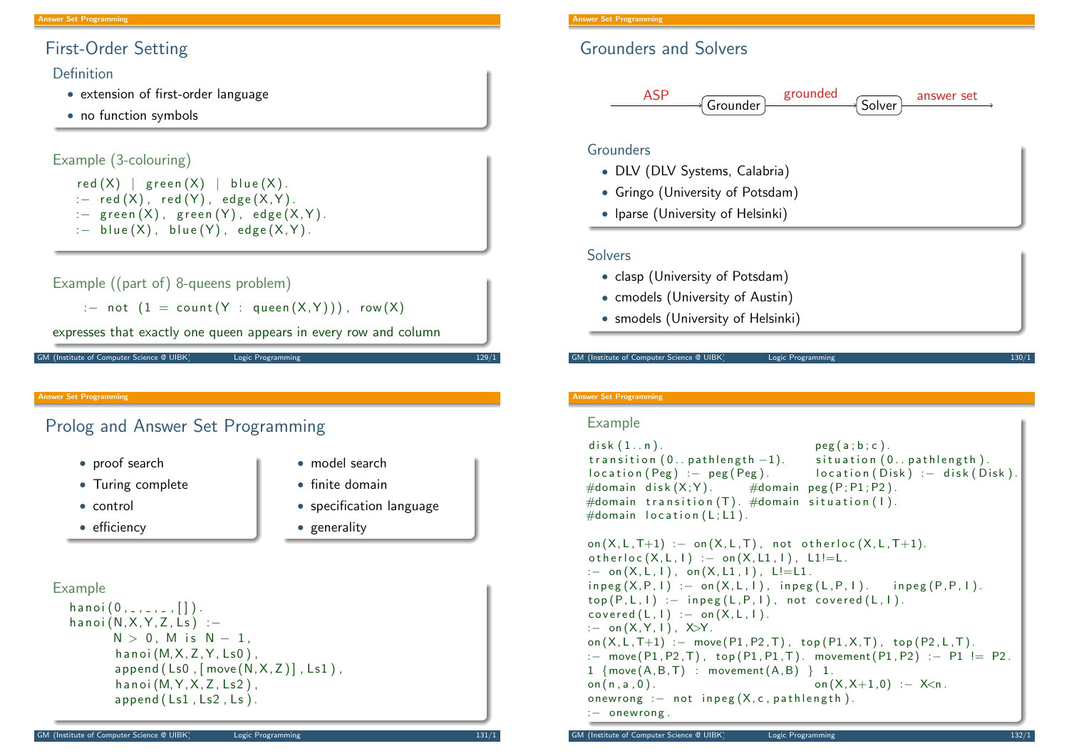## First-Order Setting

### Definition

- extension of first-order language
- no function symbols

### Example (3-colouring)

```
red(X) | green(X) | blue(X).
:- red(X), red(Y), edge(X,Y).
:- green(X), green(Y), edge(X,Y).
:- blue(X), blue(Y), edge(X,Y).
```

### Example ((part of) 8-queens problem)

```
:- not (1 = count(Y : queen(X,Y))), row(X)
```

expresses that exactly one queen appears in every row and column

## Grounders and Solvers

ASP → Grounder → grounded → Solver → answer set

### Grounders

- DLV (DLV Systems, Calabria)
- Gringo (University of Potsdam)
- lparse (University of Helsinki)

### Solvers

- clasp (University of Potsdam)
- cmodels (University of Austin)
- smodels (University of Helsinki)

## Prolog and Answer Set Programming

- proof search
- Turing complete
- control
- efficiency

- model search
- finite domain
- specification language
- generality

### Example

```
hanoi(0,_,_,_,[]).
hanoi(N,X,Y,Z,Ls) :-
      N > 0, M is N - 1,
      hanoi(M,X,Z,Y,Ls0),
      append(Ls0,[move(N,X,Z)],Ls1),
      hanoi(M,Y,X,Z,Ls2),
      append(Ls1,Ls2,Ls).
```

### Example

```
disk(1..n).                          peg(a;b;c).
transition(0..pathlength-1).         situation(0..pathlength).
location(Peg) :- peg(Peg).           location(Disk) :- disk(Disk).
#domain disk(X;Y).        #domain peg(P;P1;P2).
#domain transition(T).    #domain situation(I).
#domain location(L;L1).

on(X,L,T+1) :- on(X,L,T), not otherloc(X,L,T+1).
otherloc(X,L,I) :- on(X,L1,I), L1!=L.
:- on(X,L,I), on(X,L1,I), L!=L1.
inpeg(X,P,I) :- on(X,L,I), inpeg(L,P,I).    inpeg(P,P,I).
top(P,L,I) :- inpeg(L,P,I), not covered(L,I).
covered(L,I) :- on(X,L,I).
:- on(X,Y,I), X>Y.
on(X,L,T+1) :- move(P1,P2,T), top(P1,X,T), top(P2,L,T).
:- move(P1,P2,T), top(P1,P1,T). movement(P1,P2) :- P1 != P2.
1 {move(A,B,T) : movement(A,B) } 1.
on(n,a,0).                           on(X,X+1,0) :- X<n.
onewrong :- not inpeg(X,c,pathlength).
:- onewrong.
```